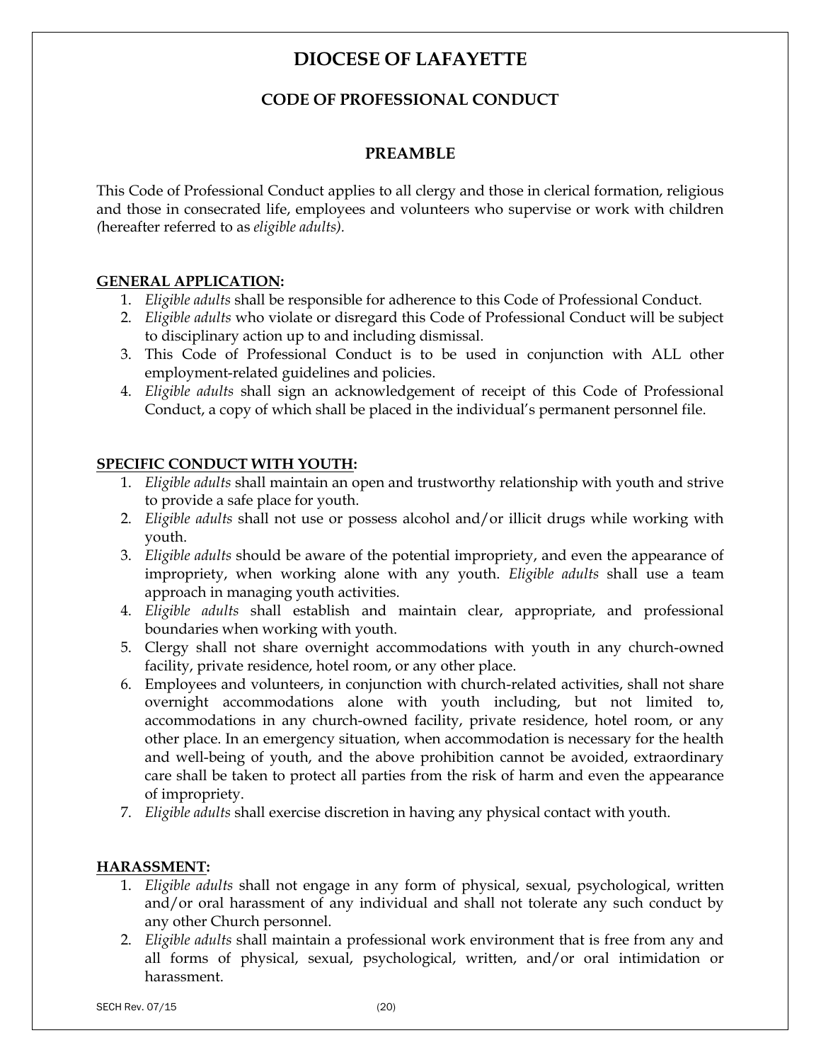# DIOCESE OF LAFAYETTE

## CODE OF PROFESSIONAL CONDUCT

### PREAMBLE

This Code of Professional Conduct applies to all clergy and those in clerical formation, religious and those in consecrated life, employees and volunteers who supervise or work with children (hereafter referred to as *eligible adults).*

**GENERAL APPLICATION:**

1. *Eligible adults* shall be responsible for adherence to this Code of Professional Conduct.
2. *Eligible adults* who violate or disregard this Code of Professional Conduct will be subject to disciplinary action up to and including dismissal.
3. This Code of Professional Conduct is to be used in conjunction with ALL other employment-related guidelines and policies.
4. *Eligible adults* shall sign an acknowledgement of receipt of this Code of Professional Conduct, a copy of which shall be placed in the individual's permanent personnel file.

**SPECIFIC CONDUCT WITH YOUTH:**

1. *Eligible adults* shall maintain an open and trustworthy relationship with youth and strive to provide a safe place for youth.
2. *Eligible adults* shall not use or possess alcohol and/or illicit drugs while working with youth.
3. *Eligible adults* should be aware of the potential impropriety, and even the appearance of impropriety, when working alone with any youth. *Eligible adults* shall use a team approach in managing youth activities.
4. *Eligible adults* shall establish and maintain clear, appropriate, and professional boundaries when working with youth.
5. Clergy shall not share overnight accommodations with youth in any church-owned facility, private residence, hotel room, or any other place.
6. Employees and volunteers, in conjunction with church-related activities, shall not share overnight accommodations alone with youth including, but not limited to, accommodations in any church-owned facility, private residence, hotel room, or any other place. In an emergency situation, when accommodation is necessary for the health and well-being of youth, and the above prohibition cannot be avoided, extraordinary care shall be taken to protect all parties from the risk of harm and even the appearance of impropriety.
7. *Eligible adults* shall exercise discretion in having any physical contact with youth.

**HARASSMENT:**

1. *Eligible adults* shall not engage in any form of physical, sexual, psychological, written and/or oral harassment of any individual and shall not tolerate any such conduct by any other Church personnel.
2. *Eligible adults* shall maintain a professional work environment that is free from any and all forms of physical, sexual, psychological, written, and/or oral intimidation or harassment.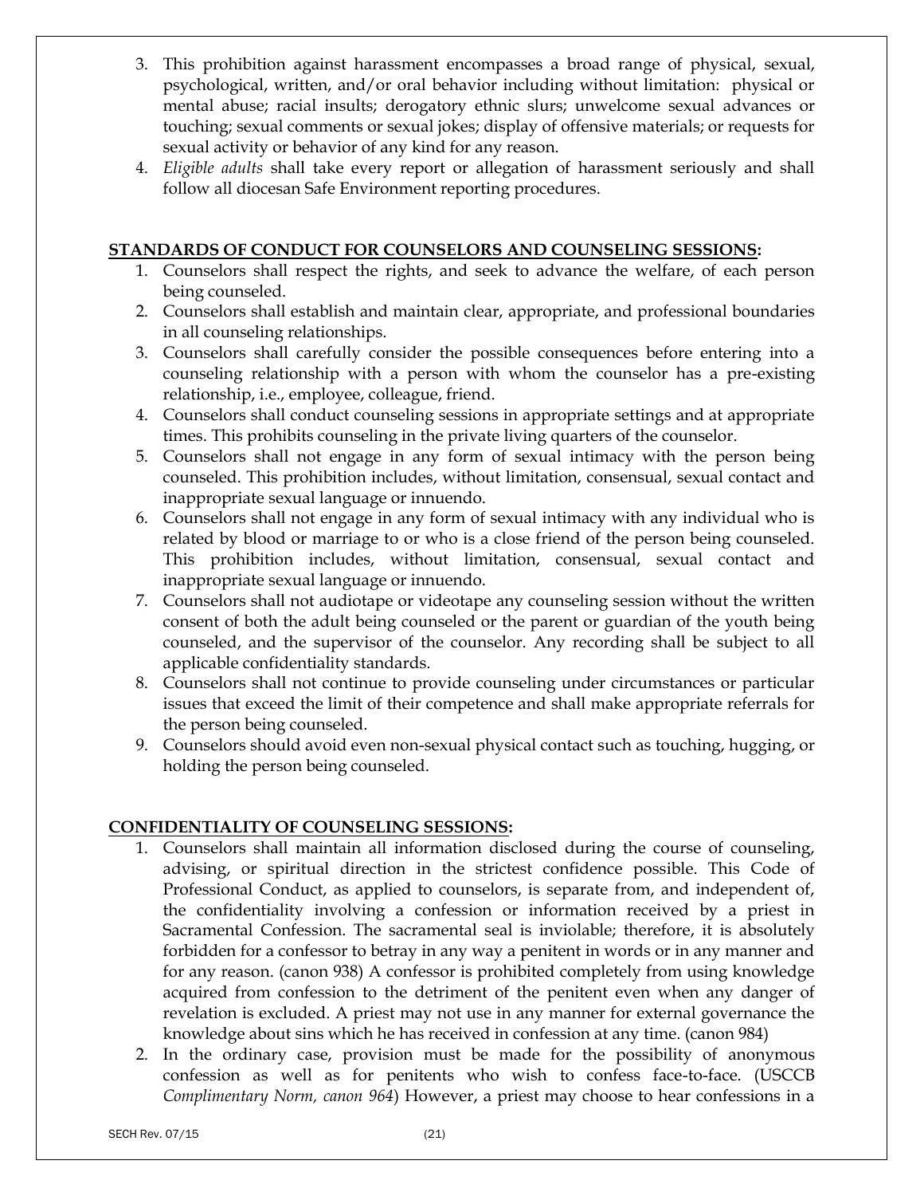3. This prohibition against harassment encompasses a broad range of physical, sexual, psychological, written, and/or oral behavior including without limitation: physical or mental abuse; racial insults; derogatory ethnic slurs; unwelcome sexual advances or touching; sexual comments or sexual jokes; display of offensive materials; or requests for sexual activity or behavior of any kind for any reason.
4. *Eligible adults* shall take every report or allegation of harassment seriously and shall follow all diocesan Safe Environment reporting procedures.

**STANDARDS OF CONDUCT FOR COUNSELORS AND COUNSELING SESSIONS:**

1. Counselors shall respect the rights, and seek to advance the welfare, of each person being counseled.
2. Counselors shall establish and maintain clear, appropriate, and professional boundaries in all counseling relationships.
3. Counselors shall carefully consider the possible consequences before entering into a counseling relationship with a person with whom the counselor has a pre-existing relationship, i.e., employee, colleague, friend.
4. Counselors shall conduct counseling sessions in appropriate settings and at appropriate times. This prohibits counseling in the private living quarters of the counselor.
5. Counselors shall not engage in any form of sexual intimacy with the person being counseled. This prohibition includes, without limitation, consensual, sexual contact and inappropriate sexual language or innuendo.
6. Counselors shall not engage in any form of sexual intimacy with any individual who is related by blood or marriage to or who is a close friend of the person being counseled. This prohibition includes, without limitation, consensual, sexual contact and inappropriate sexual language or innuendo.
7. Counselors shall not audiotape or videotape any counseling session without the written consent of both the adult being counseled or the parent or guardian of the youth being counseled, and the supervisor of the counselor. Any recording shall be subject to all applicable confidentiality standards.
8. Counselors shall not continue to provide counseling under circumstances or particular issues that exceed the limit of their competence and shall make appropriate referrals for the person being counseled.
9. Counselors should avoid even non-sexual physical contact such as touching, hugging, or holding the person being counseled.

**CONFIDENTIALITY OF COUNSELING SESSIONS:**

1. Counselors shall maintain all information disclosed during the course of counseling, advising, or spiritual direction in the strictest confidence possible. This Code of Professional Conduct, as applied to counselors, is separate from, and independent of, the confidentiality involving a confession or information received by a priest in Sacramental Confession. The sacramental seal is inviolable; therefore, it is absolutely forbidden for a confessor to betray in any way a penitent in words or in any manner and for any reason. (canon 938) A confessor is prohibited completely from using knowledge acquired from confession to the detriment of the penitent even when any danger of revelation is excluded. A priest may not use in any manner for external governance the knowledge about sins which he has received in confession at any time. (canon 984)
2. In the ordinary case, provision must be made for the possibility of anonymous confession as well as for penitents who wish to confess face-to-face. (USCCB *Complimentary Norm, canon 964*) However, a priest may choose to hear confessions in a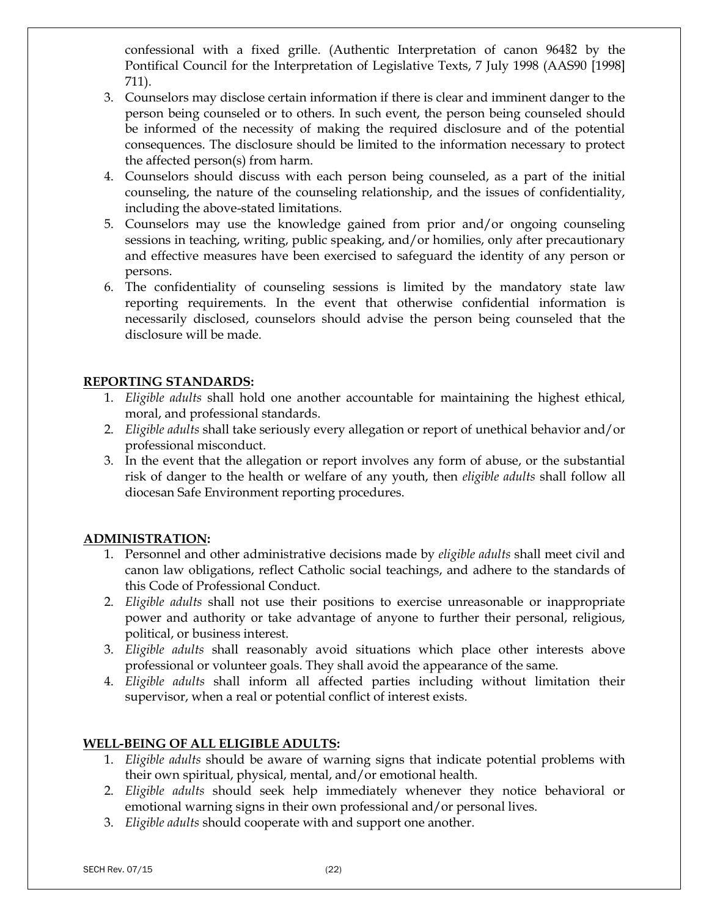confessional with a fixed grille. (Authentic Interpretation of canon 964§2 by the Pontifical Council for the Interpretation of Legislative Texts, 7 July 1998 (AAS90 [1998] 711).

3. Counselors may disclose certain information if there is clear and imminent danger to the person being counseled or to others. In such event, the person being counseled should be informed of the necessity of making the required disclosure and of the potential consequences. The disclosure should be limited to the information necessary to protect the affected person(s) from harm.
4. Counselors should discuss with each person being counseled, as a part of the initial counseling, the nature of the counseling relationship, and the issues of confidentiality, including the above-stated limitations.
5. Counselors may use the knowledge gained from prior and/or ongoing counseling sessions in teaching, writing, public speaking, and/or homilies, only after precautionary and effective measures have been exercised to safeguard the identity of any person or persons.
6. The confidentiality of counseling sessions is limited by the mandatory state law reporting requirements. In the event that otherwise confidential information is necessarily disclosed, counselors should advise the person being counseled that the disclosure will be made.

**REPORTING STANDARDS:**

1. *Eligible adults* shall hold one another accountable for maintaining the highest ethical, moral, and professional standards.
2. *Eligible adults* shall take seriously every allegation or report of unethical behavior and/or professional misconduct.
3. In the event that the allegation or report involves any form of abuse, or the substantial risk of danger to the health or welfare of any youth, then *eligible adults* shall follow all diocesan Safe Environment reporting procedures.

**ADMINISTRATION:**

1. Personnel and other administrative decisions made by *eligible adults* shall meet civil and canon law obligations, reflect Catholic social teachings, and adhere to the standards of this Code of Professional Conduct.
2. *Eligible adults* shall not use their positions to exercise unreasonable or inappropriate power and authority or take advantage of anyone to further their personal, religious, political, or business interest.
3. *Eligible adults* shall reasonably avoid situations which place other interests above professional or volunteer goals. They shall avoid the appearance of the same.
4. *Eligible adults* shall inform all affected parties including without limitation their supervisor, when a real or potential conflict of interest exists.

**WELL-BEING OF ALL ELIGIBLE ADULTS:**

1. *Eligible adults* should be aware of warning signs that indicate potential problems with their own spiritual, physical, mental, and/or emotional health.
2. *Eligible adults* should seek help immediately whenever they notice behavioral or emotional warning signs in their own professional and/or personal lives.
3. *Eligible adults* should cooperate with and support one another.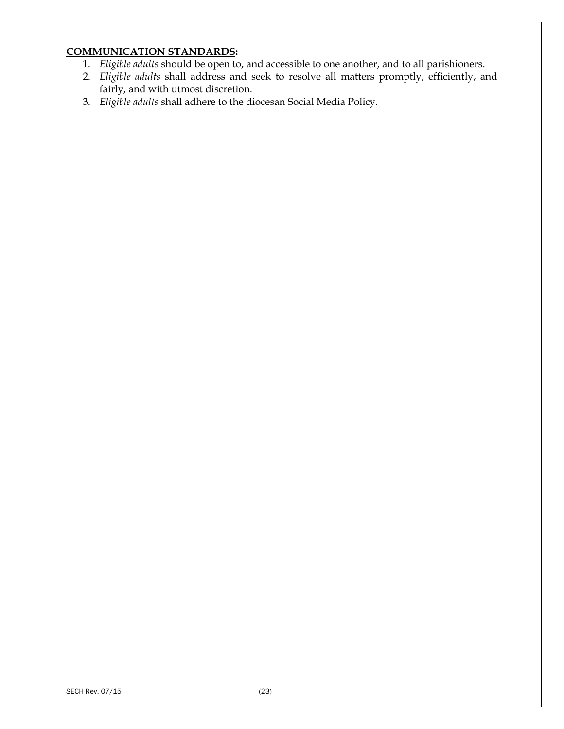**COMMUNICATION STANDARDS:**

1. *Eligible adults* should be open to, and accessible to one another, and to all parishioners.
2. *Eligible adults* shall address and seek to resolve all matters promptly, efficiently, and fairly, and with utmost discretion.
3. *Eligible adults* shall adhere to the diocesan Social Media Policy.